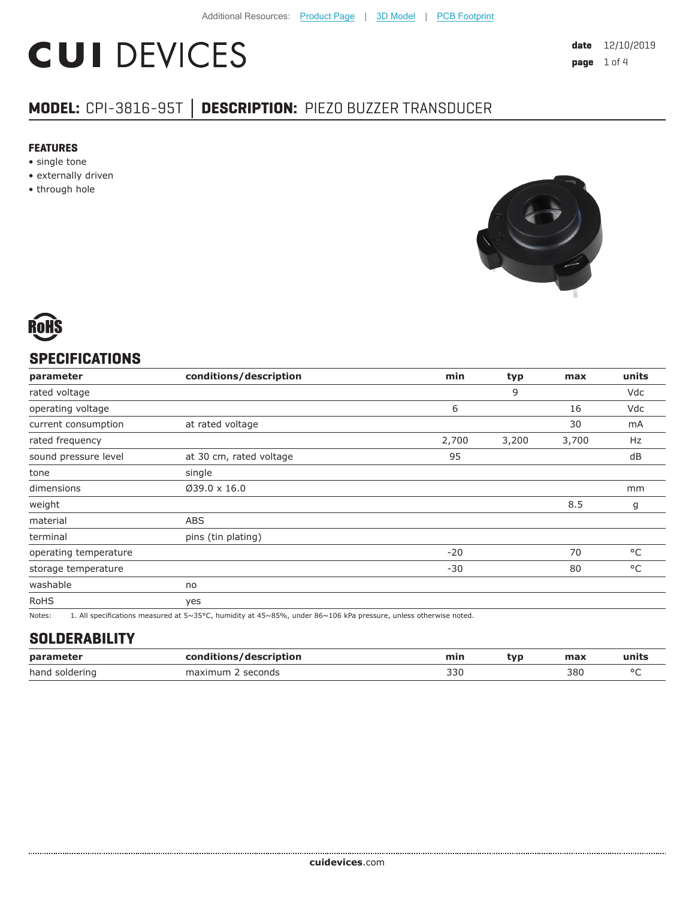Additional Resources: Product Page | 3D Model | PCB Footprint

# CUI DEVICES

**date** 12/10/2019

## MODEL: CPI-3816-95T │ DESCRIPTION: PIEZO BUZZER TRANSDUCER

### FEATURES

- single tone
- externally driven
- through hole

## SPECIFICATIONS

| parameter | conditions/description | min | typ | max | units |
|---|---|---|---|---|---|
| rated voltage | | | 9 | | Vdc |
| operating voltage | | 6 | | 16 | Vdc |
| current consumption | at rated voltage | | | 30 | mA |
| rated frequency | | 2,700 | 3,200 | 3,700 | Hz |
| sound pressure level | at 30 cm, rated voltage | 95 | | | dB |
| tone | single | | | | |
| dimensions | Ø39.0 x 16.0 | | | | mm |
| weight | | | | 8.5 | g |
| material | ABS | | | | |
| terminal | pins (tin plating) | | | | |
| operating temperature | | -20 | | 70 | °C |
| storage temperature | | -30 | | 80 | °C |
| washable | no | | | | |
| RoHS | yes | | | | |

Notes: 1. All specifications measured at 5~35°C, humidity at 45~85%, under 86~106 kPa pressure, unless otherwise noted.

## SOLDERABILITY

| parameter | conditions/description | min | typ | max | units |
|---|---|---|---|---|---|
| hand soldering | maximum 2 seconds | 330 | | 380 | °C |

**cuidevices**.com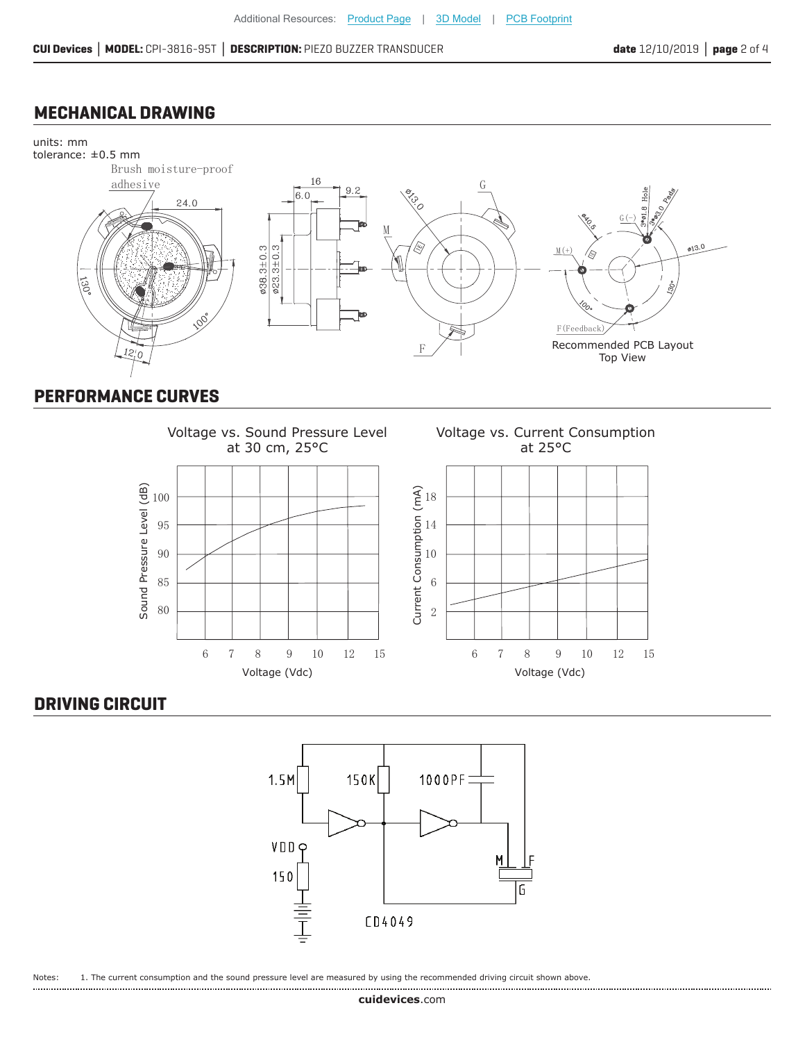## MECHANICAL DRAWING

units: mm
tolerance: ±0.5 mm

Brush moisture-proof adhesive

24.0

130°

100°

12.0

16

6.0

9.2

Ø38.3±0.3

Ø23.3±0.3

Ø13.0

G

M

F

Ø40.5

G(-)

3*Ø1.8 Hole

3*Ø3.0 Pads

M(+)

Ø13.0

130°

100°

F(Feedback)

Recommended PCB Layout
Top View

## PERFORMANCE CURVES

Voltage vs. Sound Pressure Level
at 30 cm, 25°C

Sound Pressure Level (dB)

100
95
90
85
80

6 7 8 9 10 12 15

Voltage (Vdc)

Voltage vs. Current Consumption
at 25°C

Current Consumption (mA)

18
14
10
6
2

6 7 8 9 10 12 15

Voltage (Vdc)

## DRIVING CIRCUIT

1.5M

150K

1000PF

VDD

150

M

F

G

CD4049

Notes: 1. The current consumption and the sound pressure level are measured by using the recommended driving circuit shown above.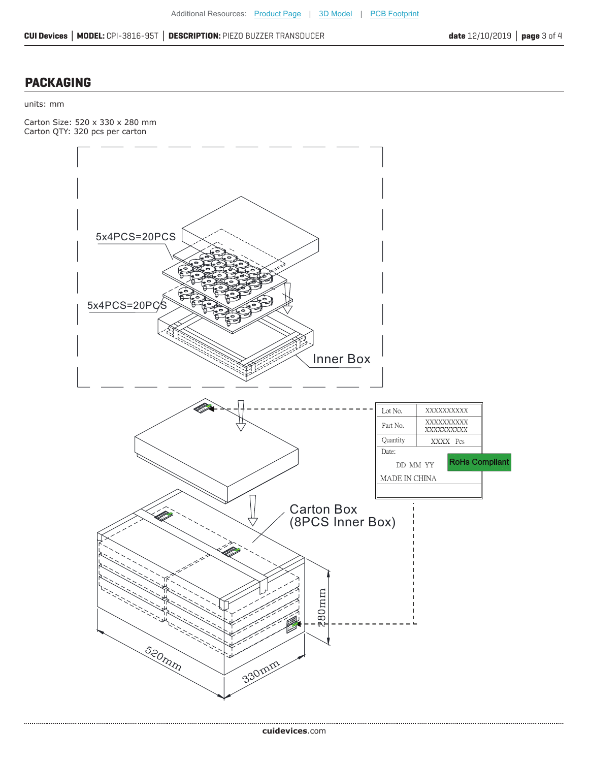## PACKAGING

units: mm

Carton Size: 520 x 330 x 280 mm
Carton QTY: 320 pcs per carton

5x4PCS=20PCS

5x4PCS=20PCS

Inner Box

| | |
|---|---|
| Lot No. | XXXXXXXXXX |
| Part No. | XXXXXXXXXX XXXXXXXXXX |
| Quantity | XXXX Pcs |
| Date: | |
| DD MM YY | RoHs Compliant |
| MADE IN CHINA | |

Carton Box
(8PCS Inner Box)

280mm

520mm

330mm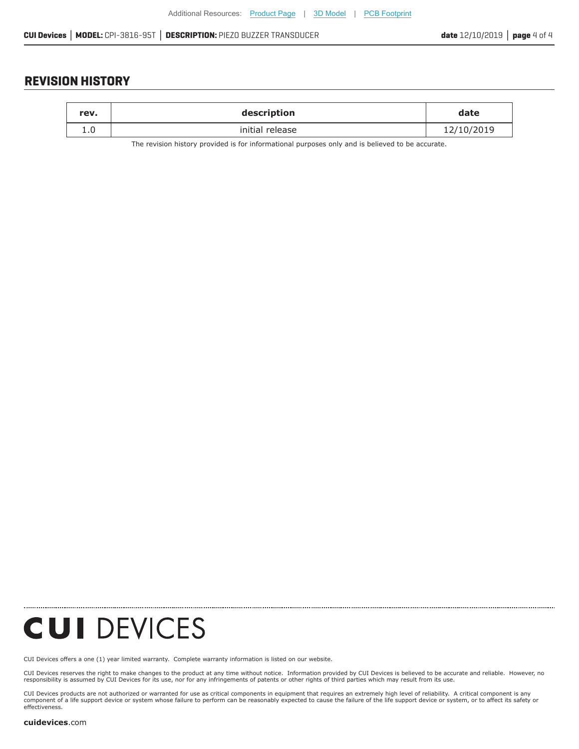## REVISION HISTORY

| rev. | description | date |
| --- | --- | --- |
| 1.0 | initial release | 12/10/2019 |

The revision history provided is for informational purposes only and is believed to be accurate.

CUI DEVICES

CUI Devices offers a one (1) year limited warranty. Complete warranty information is listed on our website.

CUI Devices reserves the right to make changes to the product at any time without notice. Information provided by CUI Devices is believed to be accurate and reliable. However, no responsibility is assumed by CUI Devices for its use, nor for any infringements of patents or other rights of third parties which may result from its use.

CUI Devices products are not authorized or warranted for use as critical components in equipment that requires an extremely high level of reliability. A critical component is any component of a life support device or system whose failure to perform can be reasonably expected to cause the failure of the life support device or system, or to affect its safety or effectiveness.

**cuidevices**.com